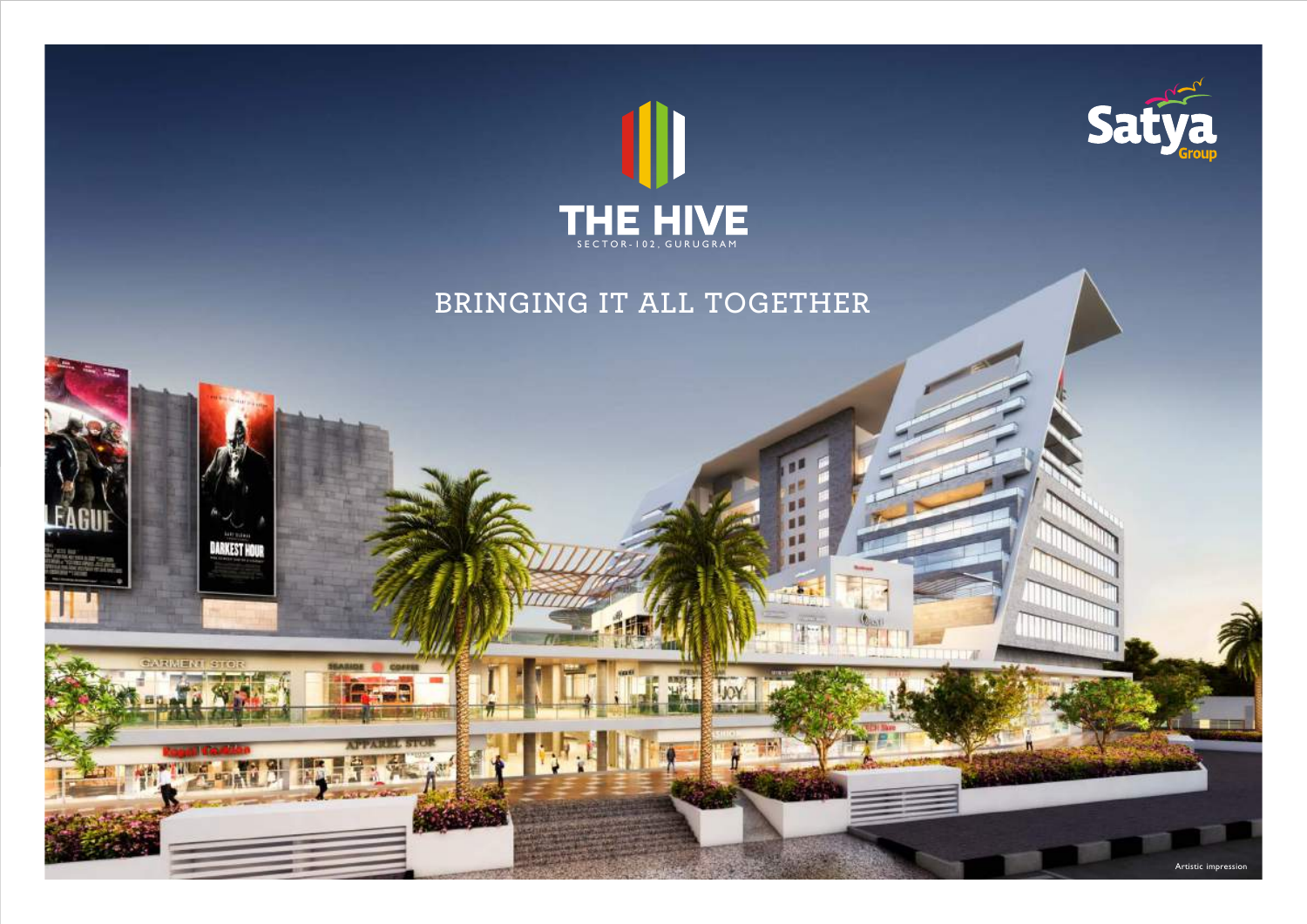# THE HIVE

SECTOR-102, GURUGRAM

Satya Group

## BRINGING IT ALL TOGETHER

Artistic impression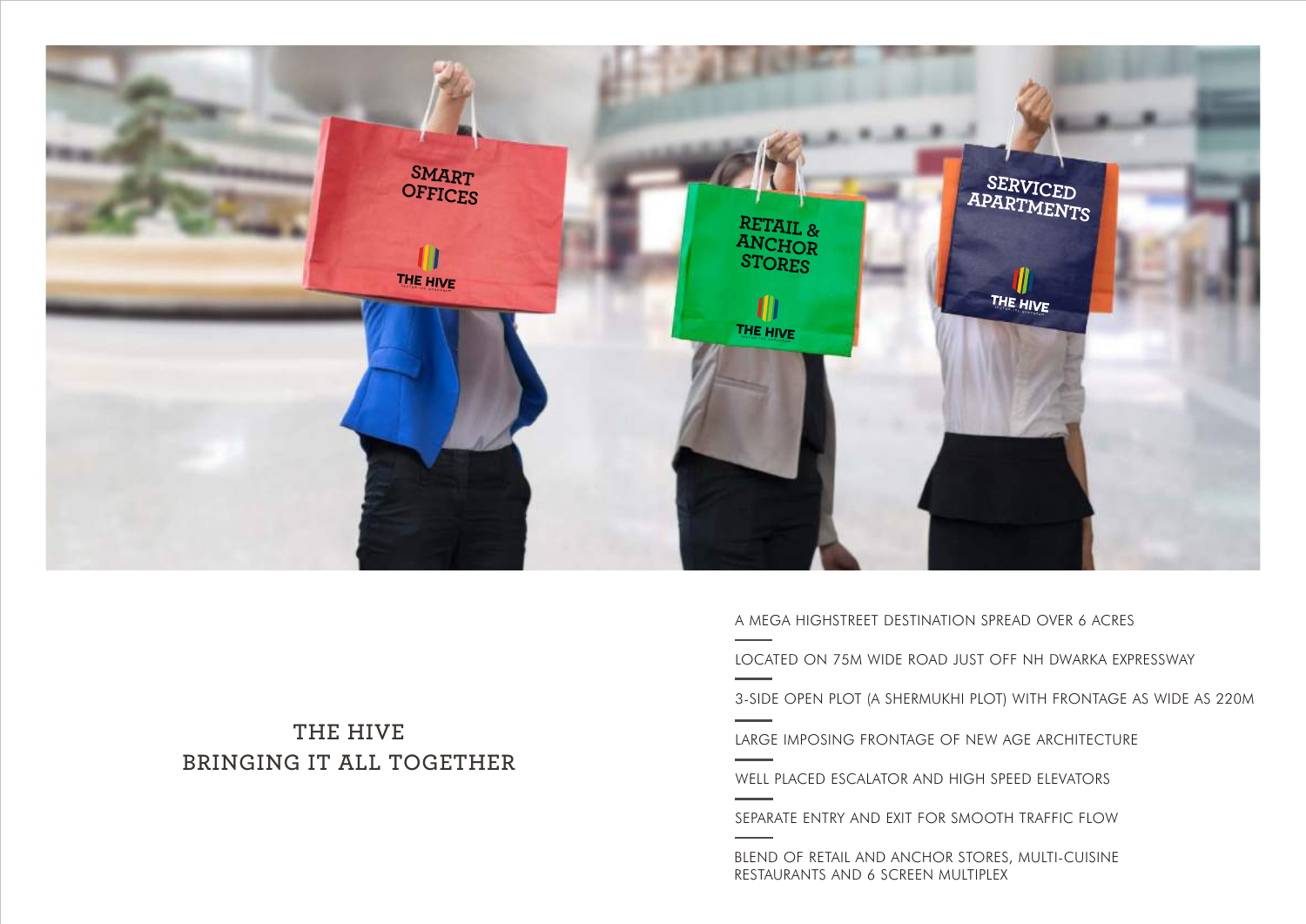## THE HIVE
## BRINGING IT ALL TOGETHER

A MEGA HIGHSTREET DESTINATION SPREAD OVER 6 ACRES

LOCATED ON 75M WIDE ROAD JUST OFF NH DWARKA EXPRESSWAY

3-SIDE OPEN PLOT (A SHERMUKHI PLOT) WITH FRONTAGE AS WIDE AS 220M

LARGE IMPOSING FRONTAGE OF NEW AGE ARCHITECTURE

WELL PLACED ESCALATOR AND HIGH SPEED ELEVATORS

SEPARATE ENTRY AND EXIT FOR SMOOTH TRAFFIC FLOW

BLEND OF RETAIL AND ANCHOR STORES, MULTI-CUISINE RESTAURANTS AND 6 SCREEN MULTIPLEX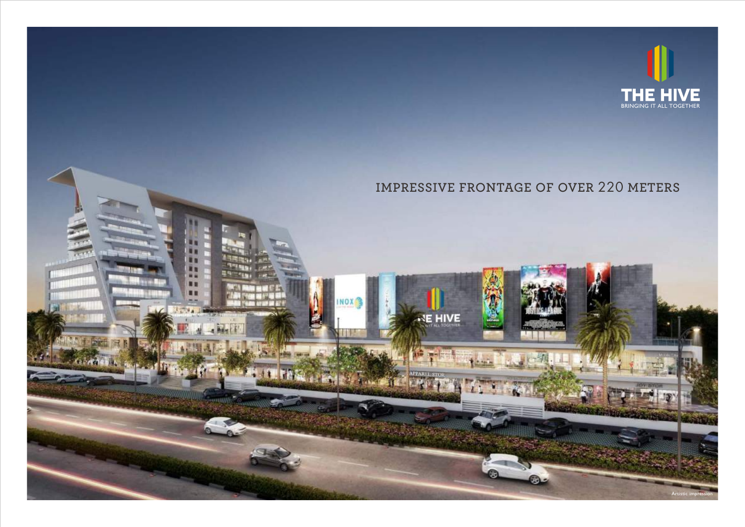THE HIVE

BRINGING IT ALL TOGETHER

IMPRESSIVE FRONTAGE OF OVER 220 METERS

Artistic impression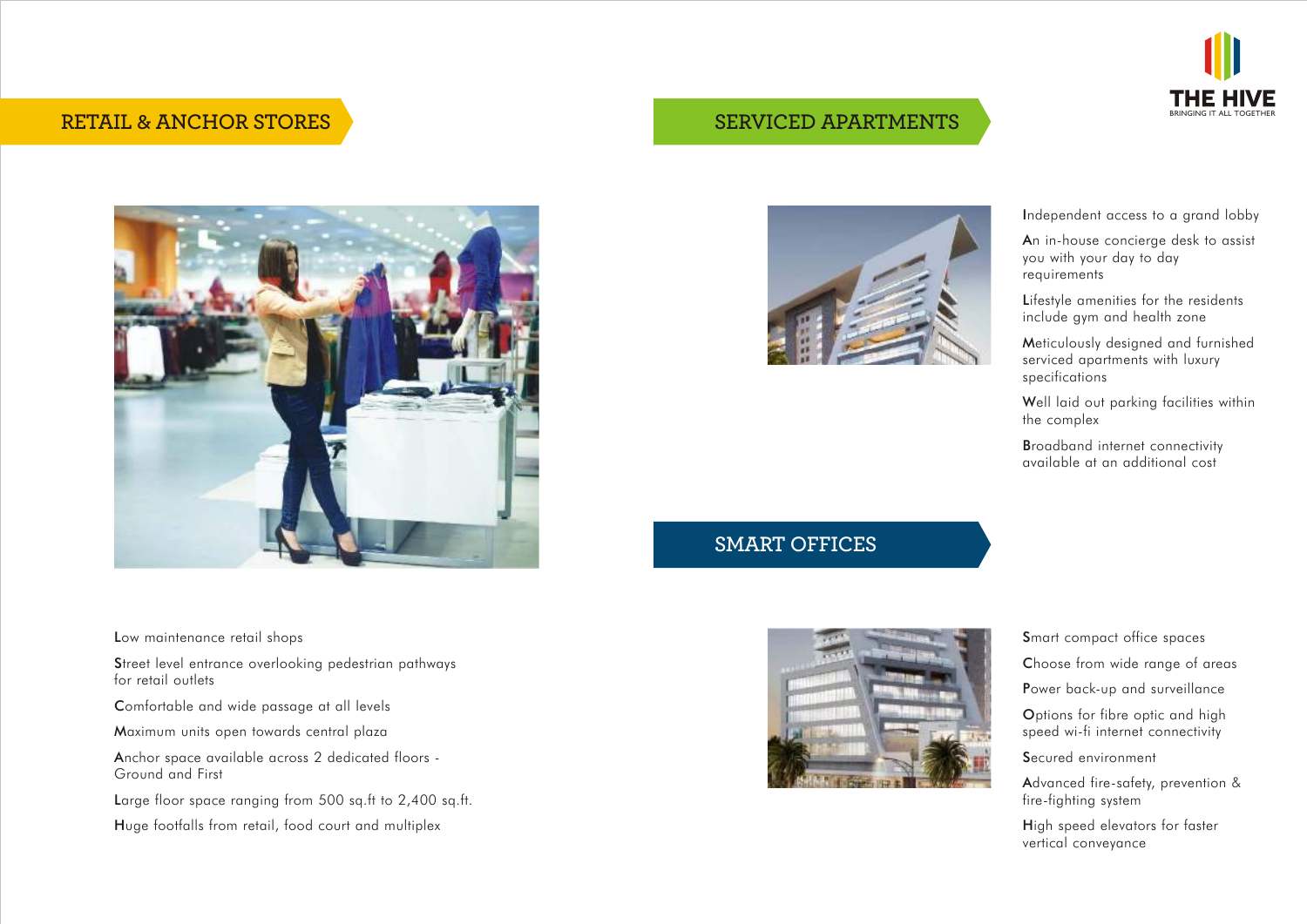## RETAIL & ANCHOR STORES

Low maintenance retail shops

Street level entrance overlooking pedestrian pathways for retail outlets

Comfortable and wide passage at all levels

Maximum units open towards central plaza

Anchor space available across 2 dedicated floors - Ground and First

Large floor space ranging from 500 sq.ft to 2,400 sq.ft.

Huge footfalls from retail, food court and multiplex

## SERVICED APARTMENTS

Independent access to a grand lobby

An in-house concierge desk to assist you with your day to day requirements

Lifestyle amenities for the residents include gym and health zone

Meticulously designed and furnished serviced apartments with luxury specifications

Well laid out parking facilities within the complex

Broadband internet connectivity available at an additional cost

## SMART OFFICES

Smart compact office spaces

Choose from wide range of areas

Power back-up and surveillance

Options for fibre optic and high speed wi-fi internet connectivity

Secured environment

Advanced fire-safety, prevention & fire-fighting system

High speed elevators for faster vertical conveyance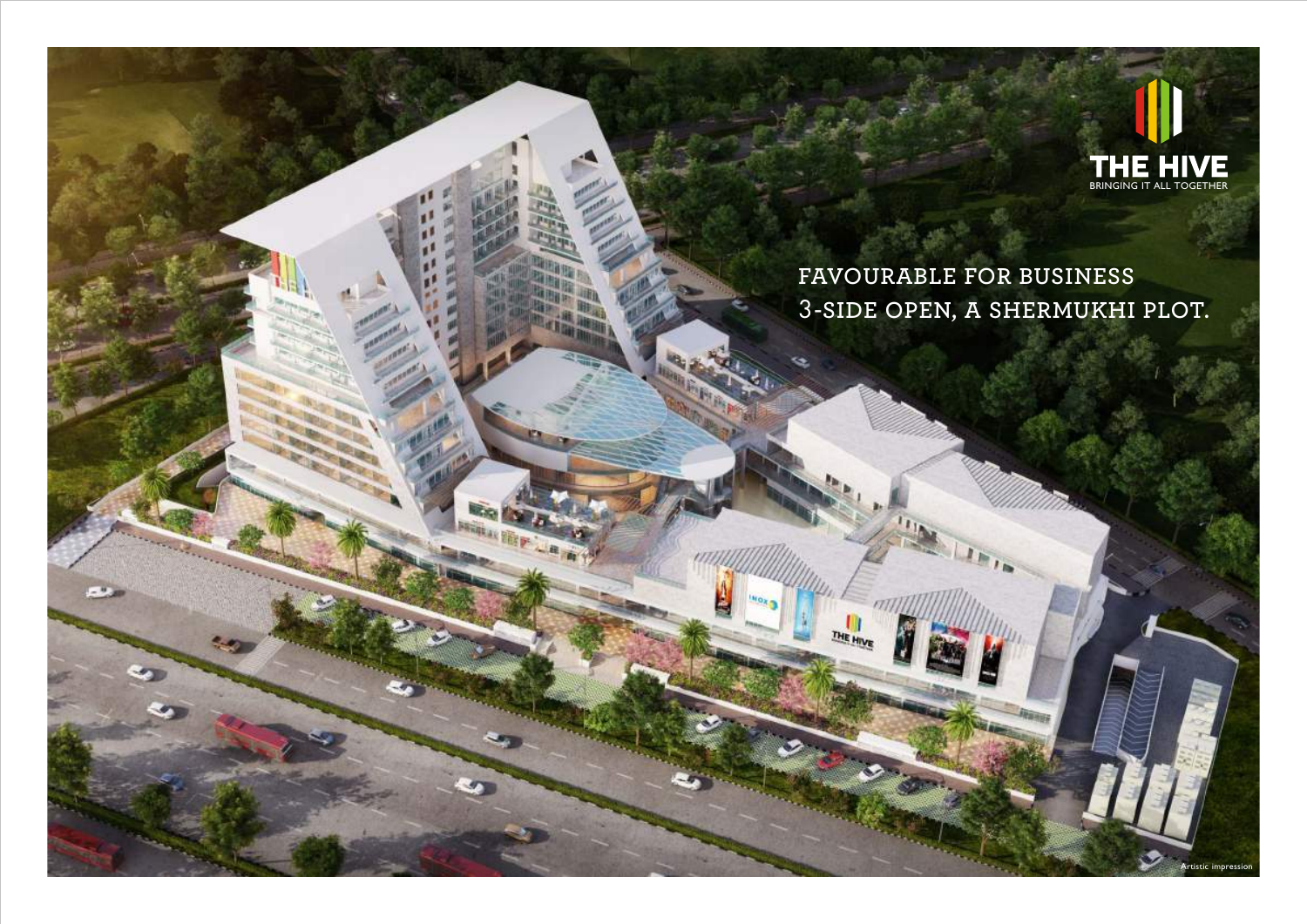THE HIVE

BRINGING IT ALL TOGETHER

FAVOURABLE FOR BUSINESS

3-SIDE OPEN, A SHERMUKHI PLOT.

Artistic impression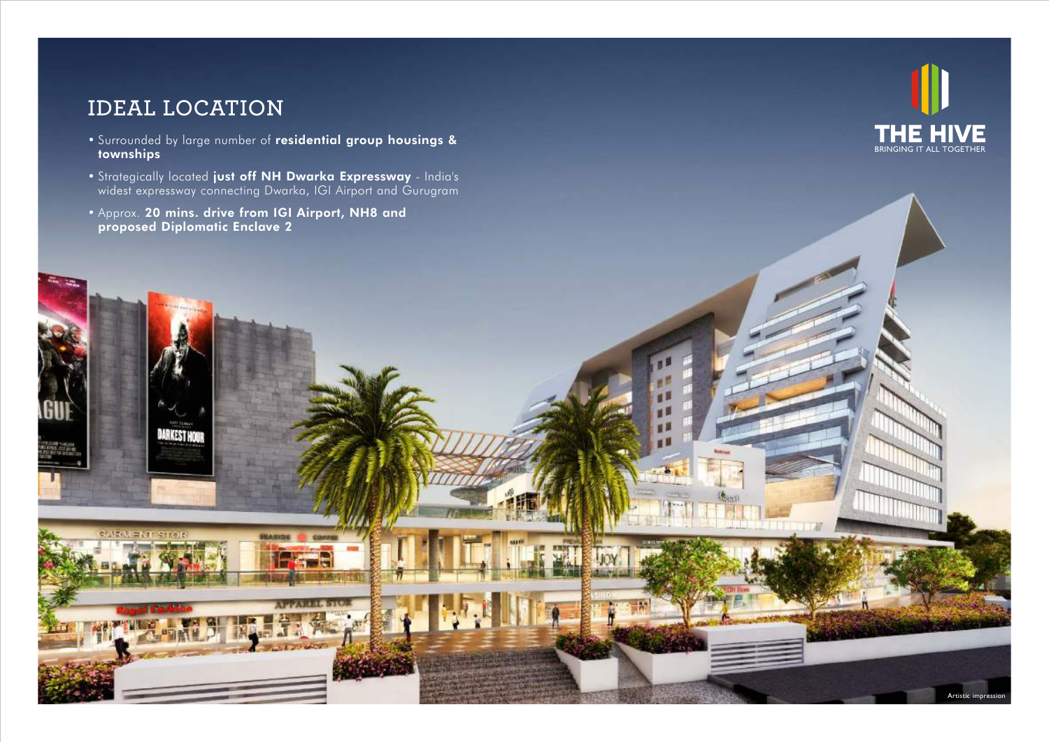# IDEAL LOCATION

- Surrounded by large number of **residential group housings & townships**
- Strategically located **just off NH Dwarka Expressway** - India's widest expressway connecting Dwarka, IGI Airport and Gurugram
- Approx. **20 mins. drive from IGI Airport, NH8 and proposed Diplomatic Enclave 2**

THE HIVE
BRINGING IT ALL TOGETHER

Artistic impression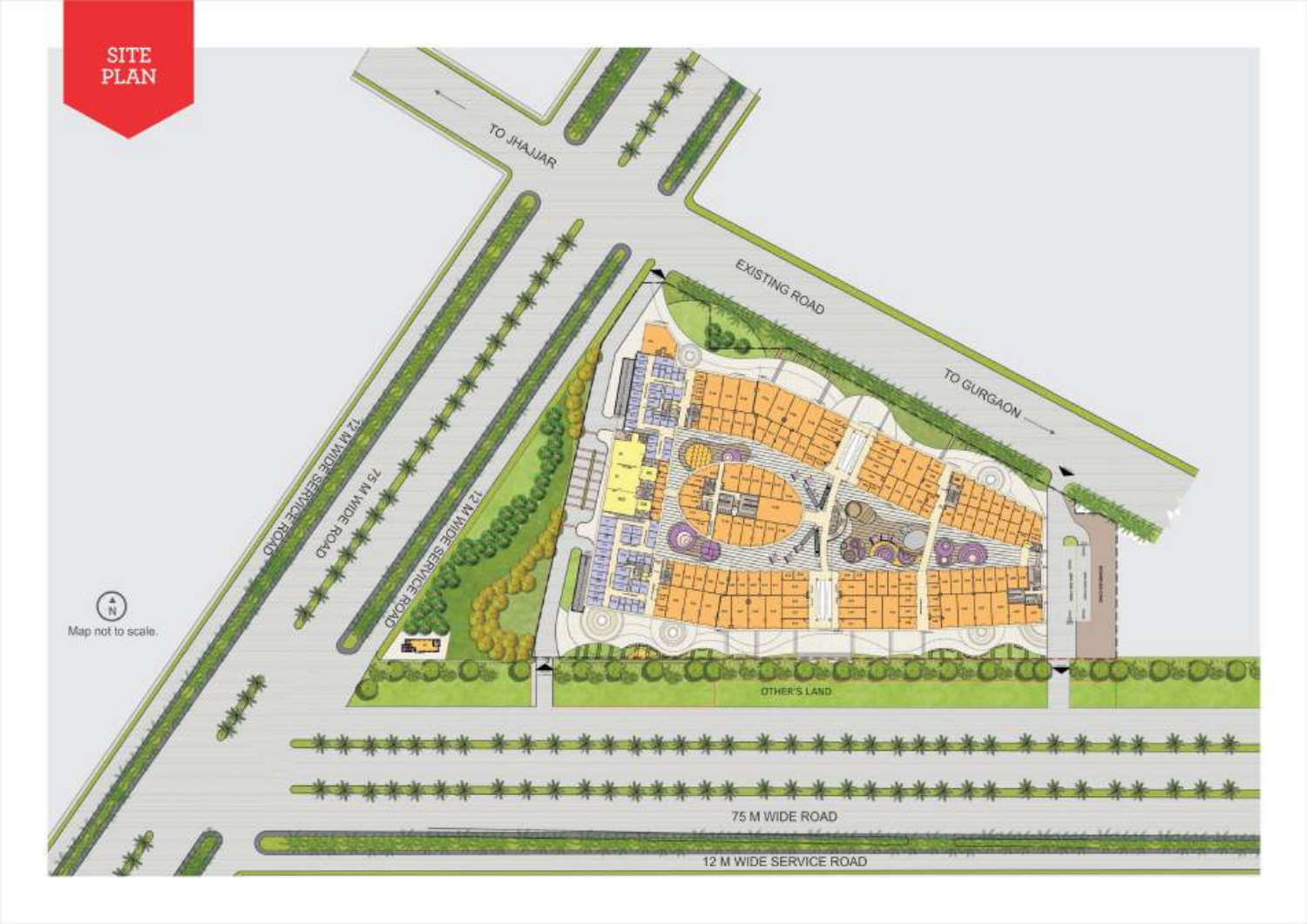# SITE PLAN

TO JHAJJAR

EXISTING ROAD

TO GURGAON

12 M WIDE SERVICE ROAD

75 M WIDE ROAD

12 M WIDE SERVICE ROAD

N

Map not to scale.

OTHER'S LAND

75 M WIDE ROAD

12 M WIDE SERVICE ROAD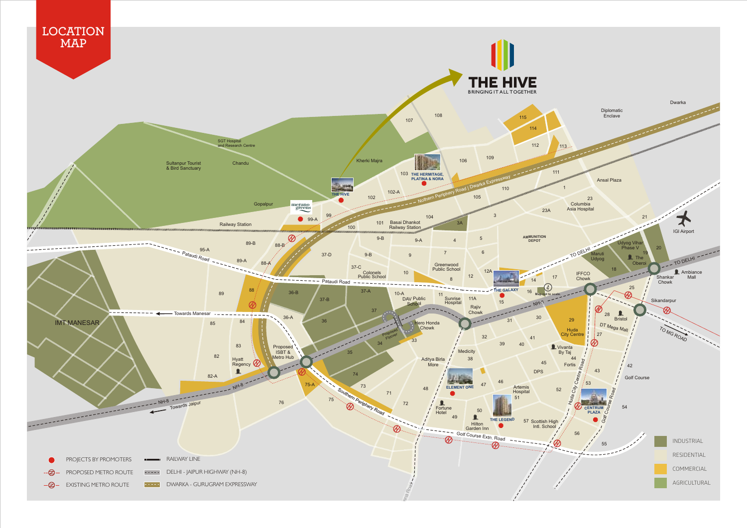# LOCATION MAP

THE HIVE
BRINGING IT ALL TOGETHER

Dwarka
Diplomatic Enclave
115
114
112
113
108
107
SGT Hospital and Research Centre
Sultanpur Tourist & Bird Sanctuary
Chandu
Kherki Majra
THE HERMITAGE, PLATINA & NORA
103
106
109
111
Ansal Plaza
1
110
Nothern Periphery Road | Dwarka Expressway
102-A
THE HIVE
102
105
23
Columbia Asia Hospital
23A
Gopalpur
merano greens
99-A
99
104
3
21
Railway Station
100
101
Basai Dhankot Railway Station
3A
IGI Airport
9-B
9-A
4
5
AMMUNITION DEPOT
TO DELHI
Udyog Vihar Phase V
20
89-B
88-B
95-A
Pataudi Road
37-D
7
6
Maruti Udyog
The Oberoi
19
89-A
88-A
9-B
9
Greenwood Public School
18
TO DELHI
37-C
Colonels Public School
10
8
12
12A
14
17
IFFCO Chowk
Shankar Chowk
Ambiance Mall
Pataudi Road
THE GALAXY
16
Map not to scale
89
88
36-B
37-A
10-A
11
11A
15
NH-8
25
Sikandarpur
37-B
DAV Public School
Sunrise Hospital
Rajiv Chowk
Towards Manesar
37
28
Bristol
TO MG ROAD
85
84
36-A
36
Hero Honda Chowk
31
30
29
DT Mega Mall
IMT MANESAR
Proposed Flyover
Huda City Centre
27
33
32
39
40
41
83
Proposed ISBT & Metro Hub
35
34
Medicity
Vivanta By Taj
82
Hyatt Regency
Aditya Birla More
38
44
Fortis
42
45
DPS
43
82-A
74
NH-8
ELEMENT ONE
47
46
53
Golf Course
75-A
73
71
48
Artemis Hospital
52
Huda City Centre Road
NH-8
76
75
Southern Periphery Road
51
Golf Course Road
Towards Jaipur
72
Fortune Hotel
50
CENTRUM PLAZA
54
49
THE LEGEND
57
Scottish High Intl. School
Hilton Garden Inn
56
Golf Course Extn. Road
55

PROJECTS BY PROMOTERS
PROPOSED METRO ROUTE
EXISTING METRO ROUTE
RAILWAY LINE
DELHI - JAIPUR HIGHWAY (NH-8)
DWARKA - GURUGRAM EXPRESSWAY

INDUSTRIAL
RESIDENTIAL
COMMERCIAL
AGRICULTURAL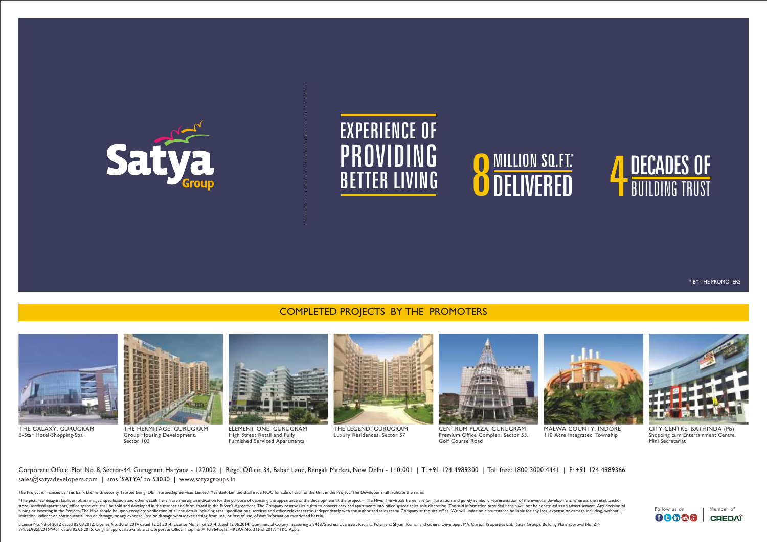Satya Group

# EXPERIENCE OF PROVIDING BETTER LIVING

**8** MILLION SQ.FT.* DELIVERED

**4** DECADES OF BUILDING TRUST

* BY THE PROMOTERS

## COMPLETED PROJECTS BY THE PROMOTERS

THE GALAXY, GURUGRAM
5-Star Hotel-Shopping-Spa

THE HERMITAGE, GURUGRAM
Group Housing Development, Sector 103

ELEMENT ONE, GURUGRAM
High Street Retail and Fully Furnished Serviced Apartments

THE LEGEND, GURUGRAM
Luxury Residences, Sector 57

CENTRUM PLAZA, GURUGRAM
Premium Office Complex, Sector 53, Golf Course Road

MALWA COUNTY, INDORE
110 Acre Integrated Township

CITY CENTRE, BATHINDA (Pb)
Shopping cum Entertainment Centre, Mini Secretariat

Corporate Office: Plot No. 8, Sector-44, Gurugram, Haryana - 122002 | Regd. Office: 34, Babar Lane, Bengali Market, New Delhi - 110 001 | T: +91 124 4989300 | Toll free: 1800 3000 4441 | F: +91 124 4989366
sales@satyadevelopers.com | sms 'SATYA' to 53030 | www.satyagroups.in

The Project is financed by 'Yes Bank Ltd.' with security Trustee being IDBI Trusteeship Services Limited. Yes Bank Limited shall issue NOC for sale of each of the Unit in the Project. The Developer shall facilitate the same.

*The pictures, designs, facilities, plans, images, specification and other details herein are merely an indication for the purpose of depicting the appearance of the development at the project – The Hive. The visuals herein are for illustration and purely symbolic representation of the eventual development, whereas the retail, anchor store, serviced apartments, office space etc. shall be sold and developed in the manner and form stated in the Buyer's Agreement. The Company reserves its rights to convert serviced apartments into office spaces at its sole discretion. The said information provided herein will not be construed as an advertisement. Any decision of buying or investing in the Project- The Hive should be upon complete verification of all the details including area, specifications, services and other relevant terms independently with the authorized sales team/ Company at the site office. We will under no circumstance be liable for any loss, expense or damage including, without limitation, indirect or consequential loss or damage, or any expense, loss or damage whatsoever arising from use, or loss of use, of data/information mentioned herein.

License No. 93 of 2012 dated 05.09.2012, License No. 30 of 2014 dated 12.06.2014, License No. 31 of 2014 dated 12.06.2014, Commercial Colony measuring 5.846875 acres, Licensee : Radhika Polymers, Shyam Kumar and others, Developer: M/s Clarion Properties Ltd. (Satya Group), Building Plans approval No. ZP-979/SD(BS)/2015/9451 dated 05.06.2015. Original approvals available at Corporate Office. 1 sq. mtr.= 10.764 sq.ft. HRERA No. 316 of 2017. *T&C Apply.

Follow us on

Member of CREDAI